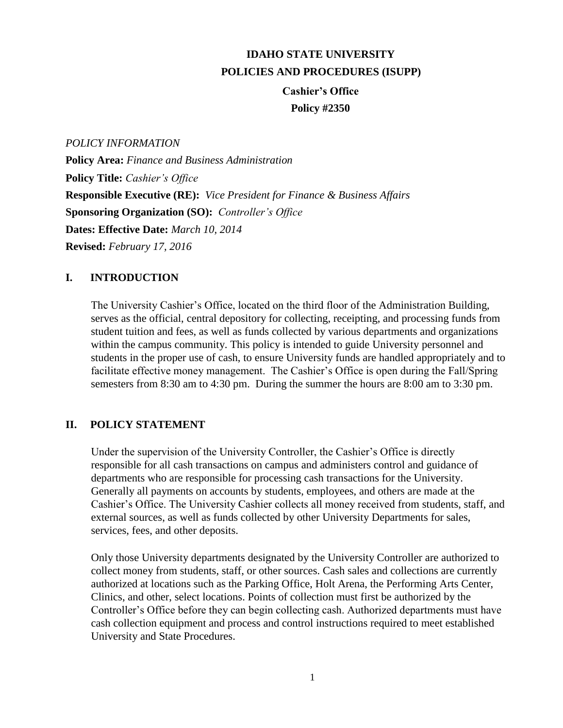# IDAHO STATE UNIVERSITY
# POLICIES AND PROCEDURES (ISUPP)

## Cashier's Office
## Policy #2350

*POLICY INFORMATION*

**Policy Area:** *Finance and Business Administration*

**Policy Title:** *Cashier's Office*

**Responsible Executive (RE):** *Vice President for Finance & Business Affairs*

**Sponsoring Organization (SO):** *Controller's Office*

**Dates: Effective Date:** *March 10, 2014*

**Revised:** *February 17, 2016*

## I. INTRODUCTION

The University Cashier's Office, located on the third floor of the Administration Building, serves as the official, central depository for collecting, receipting, and processing funds from student tuition and fees, as well as funds collected by various departments and organizations within the campus community. This policy is intended to guide University personnel and students in the proper use of cash, to ensure University funds are handled appropriately and to facilitate effective money management. The Cashier's Office is open during the Fall/Spring semesters from 8:30 am to 4:30 pm. During the summer the hours are 8:00 am to 3:30 pm.

## II. POLICY STATEMENT

Under the supervision of the University Controller, the Cashier's Office is directly responsible for all cash transactions on campus and administers control and guidance of departments who are responsible for processing cash transactions for the University. Generally all payments on accounts by students, employees, and others are made at the Cashier's Office. The University Cashier collects all money received from students, staff, and external sources, as well as funds collected by other University Departments for sales, services, fees, and other deposits.

Only those University departments designated by the University Controller are authorized to collect money from students, staff, or other sources. Cash sales and collections are currently authorized at locations such as the Parking Office, Holt Arena, the Performing Arts Center, Clinics, and other, select locations. Points of collection must first be authorized by the Controller's Office before they can begin collecting cash. Authorized departments must have cash collection equipment and process and control instructions required to meet established University and State Procedures.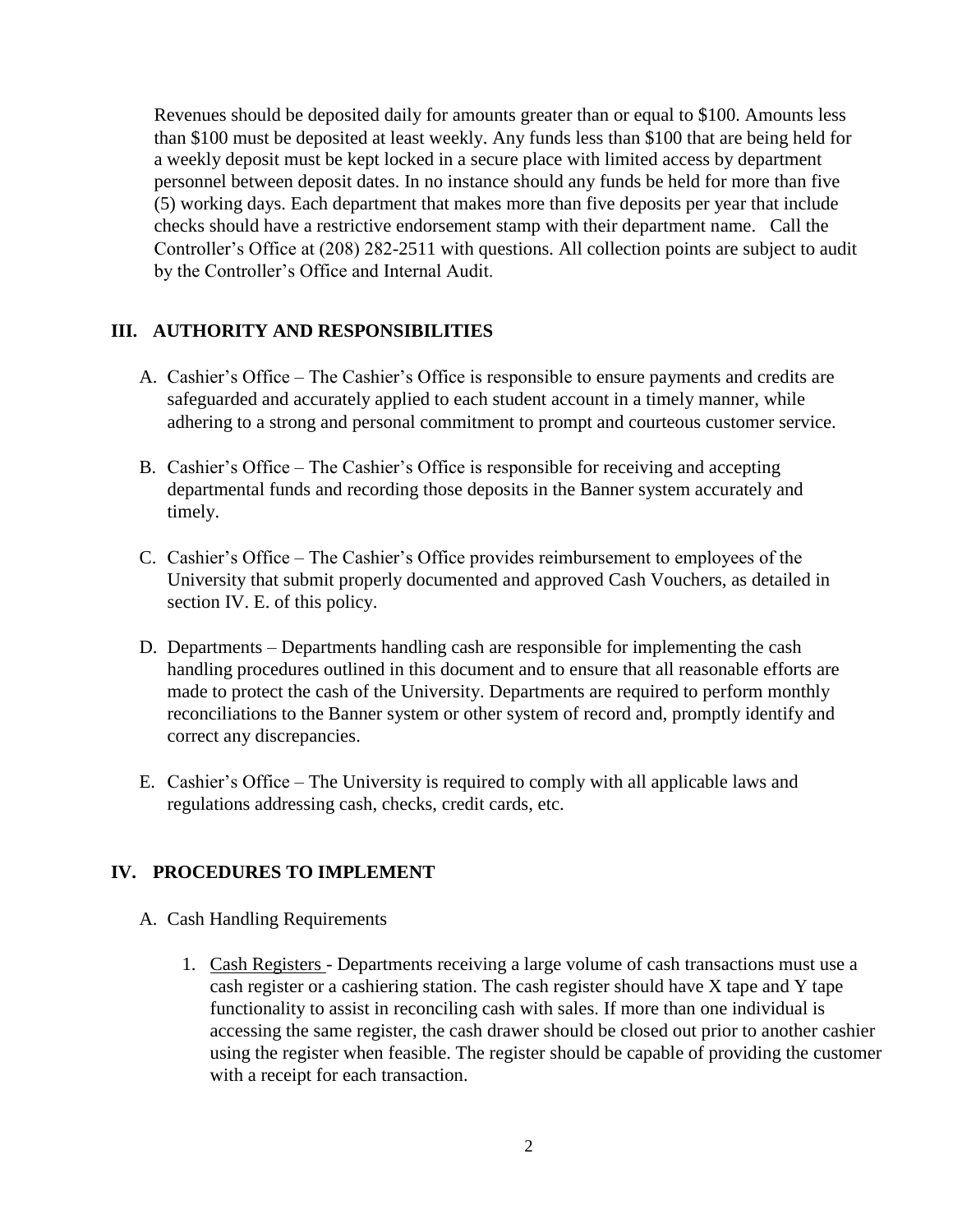Revenues should be deposited daily for amounts greater than or equal to $100. Amounts less than $100 must be deposited at least weekly. Any funds less than $100 that are being held for a weekly deposit must be kept locked in a secure place with limited access by department personnel between deposit dates. In no instance should any funds be held for more than five (5) working days. Each department that makes more than five deposits per year that include checks should have a restrictive endorsement stamp with their department name. Call the Controller's Office at (208) 282-2511 with questions. All collection points are subject to audit by the Controller's Office and Internal Audit.

## III. AUTHORITY AND RESPONSIBILITIES

A. Cashier's Office – The Cashier's Office is responsible to ensure payments and credits are safeguarded and accurately applied to each student account in a timely manner, while adhering to a strong and personal commitment to prompt and courteous customer service.

B. Cashier's Office – The Cashier's Office is responsible for receiving and accepting departmental funds and recording those deposits in the Banner system accurately and timely.

C. Cashier's Office – The Cashier's Office provides reimbursement to employees of the University that submit properly documented and approved Cash Vouchers, as detailed in section IV. E. of this policy.

D. Departments – Departments handling cash are responsible for implementing the cash handling procedures outlined in this document and to ensure that all reasonable efforts are made to protect the cash of the University. Departments are required to perform monthly reconciliations to the Banner system or other system of record and, promptly identify and correct any discrepancies.

E. Cashier's Office – The University is required to comply with all applicable laws and regulations addressing cash, checks, credit cards, etc.

## IV. PROCEDURES TO IMPLEMENT

A. Cash Handling Requirements

1. Cash Registers - Departments receiving a large volume of cash transactions must use a cash register or a cashiering station. The cash register should have X tape and Y tape functionality to assist in reconciling cash with sales. If more than one individual is accessing the same register, the cash drawer should be closed out prior to another cashier using the register when feasible. The register should be capable of providing the customer with a receipt for each transaction.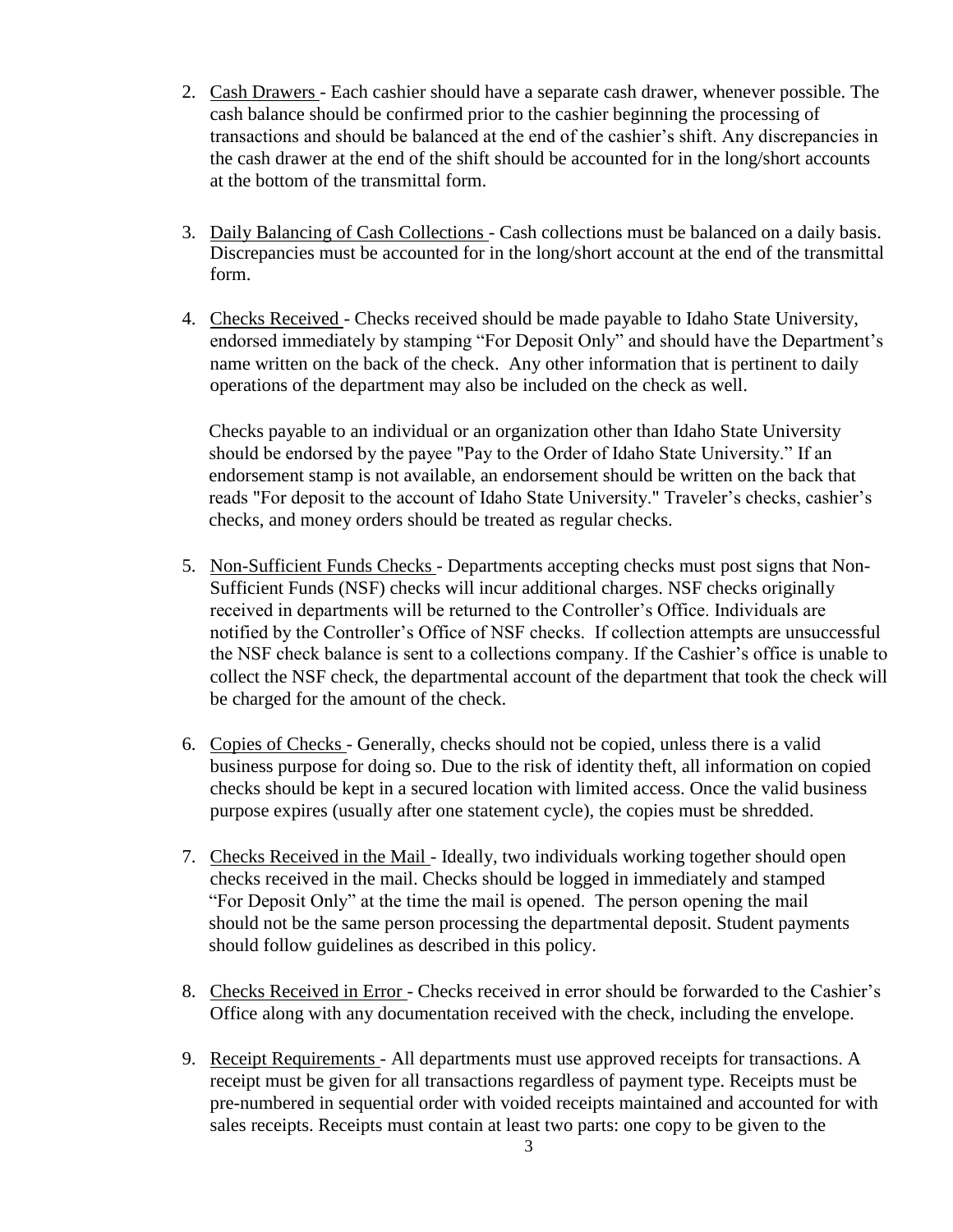2. Cash Drawers - Each cashier should have a separate cash drawer, whenever possible. The cash balance should be confirmed prior to the cashier beginning the processing of transactions and should be balanced at the end of the cashier's shift. Any discrepancies in the cash drawer at the end of the shift should be accounted for in the long/short accounts at the bottom of the transmittal form.

3. Daily Balancing of Cash Collections - Cash collections must be balanced on a daily basis. Discrepancies must be accounted for in the long/short account at the end of the transmittal form.

4. Checks Received - Checks received should be made payable to Idaho State University, endorsed immediately by stamping "For Deposit Only" and should have the Department's name written on the back of the check. Any other information that is pertinent to daily operations of the department may also be included on the check as well.

   Checks payable to an individual or an organization other than Idaho State University should be endorsed by the payee "Pay to the Order of Idaho State University." If an endorsement stamp is not available, an endorsement should be written on the back that reads "For deposit to the account of Idaho State University." Traveler's checks, cashier's checks, and money orders should be treated as regular checks.

5. Non-Sufficient Funds Checks - Departments accepting checks must post signs that Non-Sufficient Funds (NSF) checks will incur additional charges. NSF checks originally received in departments will be returned to the Controller's Office. Individuals are notified by the Controller's Office of NSF checks. If collection attempts are unsuccessful the NSF check balance is sent to a collections company. If the Cashier's office is unable to collect the NSF check, the departmental account of the department that took the check will be charged for the amount of the check.

6. Copies of Checks - Generally, checks should not be copied, unless there is a valid business purpose for doing so. Due to the risk of identity theft, all information on copied checks should be kept in a secured location with limited access. Once the valid business purpose expires (usually after one statement cycle), the copies must be shredded.

7. Checks Received in the Mail - Ideally, two individuals working together should open checks received in the mail. Checks should be logged in immediately and stamped "For Deposit Only" at the time the mail is opened. The person opening the mail should not be the same person processing the departmental deposit. Student payments should follow guidelines as described in this policy.

8. Checks Received in Error - Checks received in error should be forwarded to the Cashier's Office along with any documentation received with the check, including the envelope.

9. Receipt Requirements - All departments must use approved receipts for transactions. A receipt must be given for all transactions regardless of payment type. Receipts must be pre-numbered in sequential order with voided receipts maintained and accounted for with sales receipts. Receipts must contain at least two parts: one copy to be given to the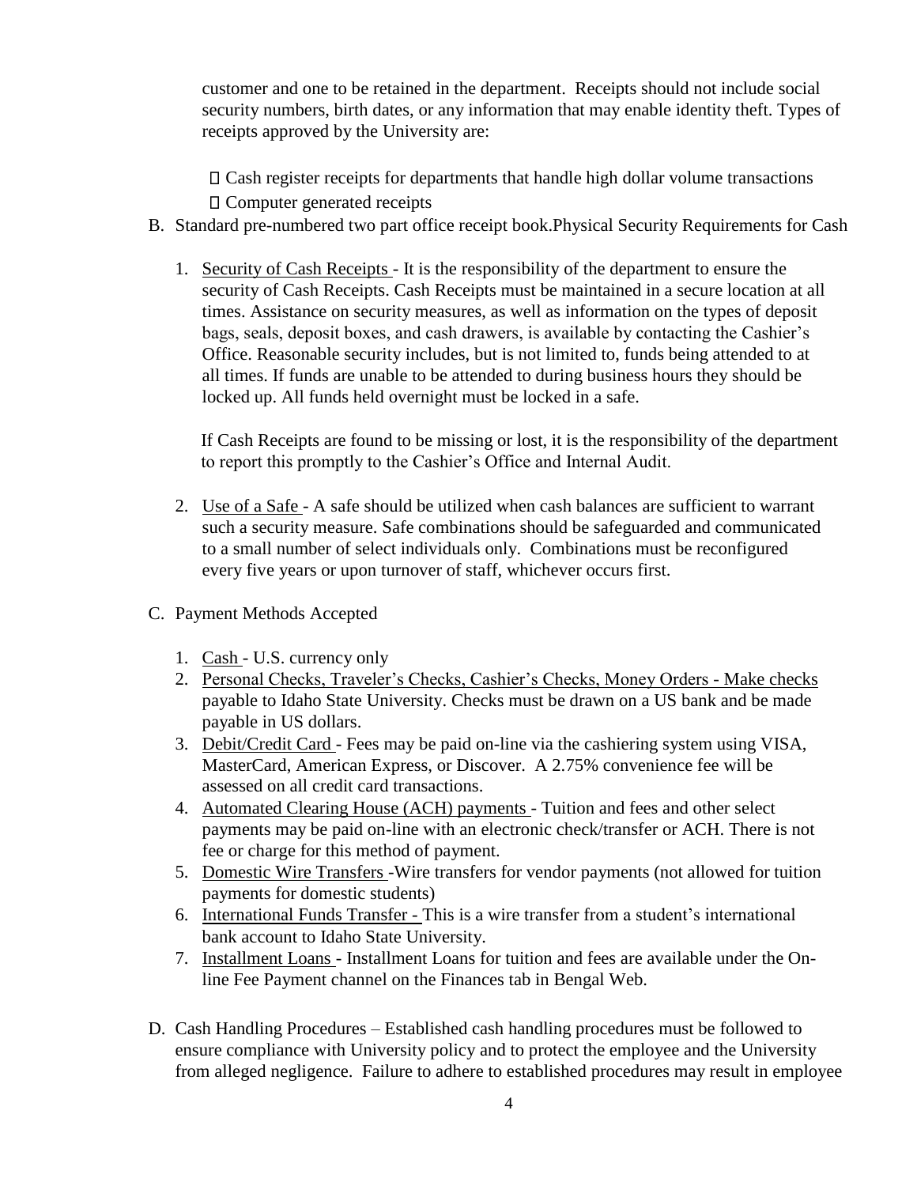customer and one to be retained in the department. Receipts should not include social security numbers, birth dates, or any information that may enable identity theft. Types of receipts approved by the University are:

- Cash register receipts for departments that handle high dollar volume transactions
- Computer generated receipts

B. Standard pre-numbered two part office receipt book.Physical Security Requirements for Cash

1. Security of Cash Receipts - It is the responsibility of the department to ensure the security of Cash Receipts. Cash Receipts must be maintained in a secure location at all times. Assistance on security measures, as well as information on the types of deposit bags, seals, deposit boxes, and cash drawers, is available by contacting the Cashier's Office. Reasonable security includes, but is not limited to, funds being attended to at all times. If funds are unable to be attended to during business hours they should be locked up. All funds held overnight must be locked in a safe.

   If Cash Receipts are found to be missing or lost, it is the responsibility of the department to report this promptly to the Cashier's Office and Internal Audit.

2. Use of a Safe - A safe should be utilized when cash balances are sufficient to warrant such a security measure. Safe combinations should be safeguarded and communicated to a small number of select individuals only. Combinations must be reconfigured every five years or upon turnover of staff, whichever occurs first.

C. Payment Methods Accepted

1. Cash - U.S. currency only
2. Personal Checks, Traveler's Checks, Cashier's Checks, Money Orders - Make checks payable to Idaho State University. Checks must be drawn on a US bank and be made payable in US dollars.
3. Debit/Credit Card - Fees may be paid on-line via the cashiering system using VISA, MasterCard, American Express, or Discover. A 2.75% convenience fee will be assessed on all credit card transactions.
4. Automated Clearing House (ACH) payments - Tuition and fees and other select payments may be paid on-line with an electronic check/transfer or ACH. There is not fee or charge for this method of payment.
5. Domestic Wire Transfers -Wire transfers for vendor payments (not allowed for tuition payments for domestic students)
6. International Funds Transfer - This is a wire transfer from a student's international bank account to Idaho State University.
7. Installment Loans - Installment Loans for tuition and fees are available under the On-line Fee Payment channel on the Finances tab in Bengal Web.

D. Cash Handling Procedures – Established cash handling procedures must be followed to ensure compliance with University policy and to protect the employee and the University from alleged negligence. Failure to adhere to established procedures may result in employee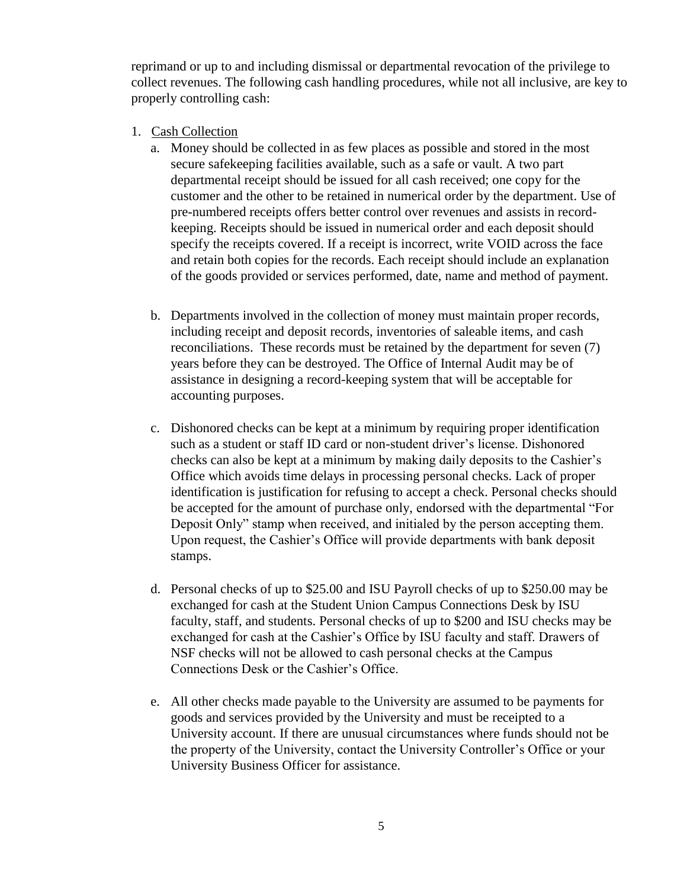reprimand or up to and including dismissal or departmental revocation of the privilege to collect revenues. The following cash handling procedures, while not all inclusive, are key to properly controlling cash:

1. Cash Collection
   a. Money should be collected in as few places as possible and stored in the most secure safekeeping facilities available, such as a safe or vault. A two part departmental receipt should be issued for all cash received; one copy for the customer and the other to be retained in numerical order by the department. Use of pre-numbered receipts offers better control over revenues and assists in record-keeping. Receipts should be issued in numerical order and each deposit should specify the receipts covered. If a receipt is incorrect, write VOID across the face and retain both copies for the records. Each receipt should include an explanation of the goods provided or services performed, date, name and method of payment.

   b. Departments involved in the collection of money must maintain proper records, including receipt and deposit records, inventories of saleable items, and cash reconciliations. These records must be retained by the department for seven (7) years before they can be destroyed. The Office of Internal Audit may be of assistance in designing a record-keeping system that will be acceptable for accounting purposes.

   c. Dishonored checks can be kept at a minimum by requiring proper identification such as a student or staff ID card or non-student driver's license. Dishonored checks can also be kept at a minimum by making daily deposits to the Cashier's Office which avoids time delays in processing personal checks. Lack of proper identification is justification for refusing to accept a check. Personal checks should be accepted for the amount of purchase only, endorsed with the departmental "For Deposit Only" stamp when received, and initialed by the person accepting them. Upon request, the Cashier's Office will provide departments with bank deposit stamps.

   d. Personal checks of up to $25.00 and ISU Payroll checks of up to $250.00 may be exchanged for cash at the Student Union Campus Connections Desk by ISU faculty, staff, and students. Personal checks of up to $200 and ISU checks may be exchanged for cash at the Cashier's Office by ISU faculty and staff. Drawers of NSF checks will not be allowed to cash personal checks at the Campus Connections Desk or the Cashier's Office.

   e. All other checks made payable to the University are assumed to be payments for goods and services provided by the University and must be receipted to a University account. If there are unusual circumstances where funds should not be the property of the University, contact the University Controller's Office or your University Business Officer for assistance.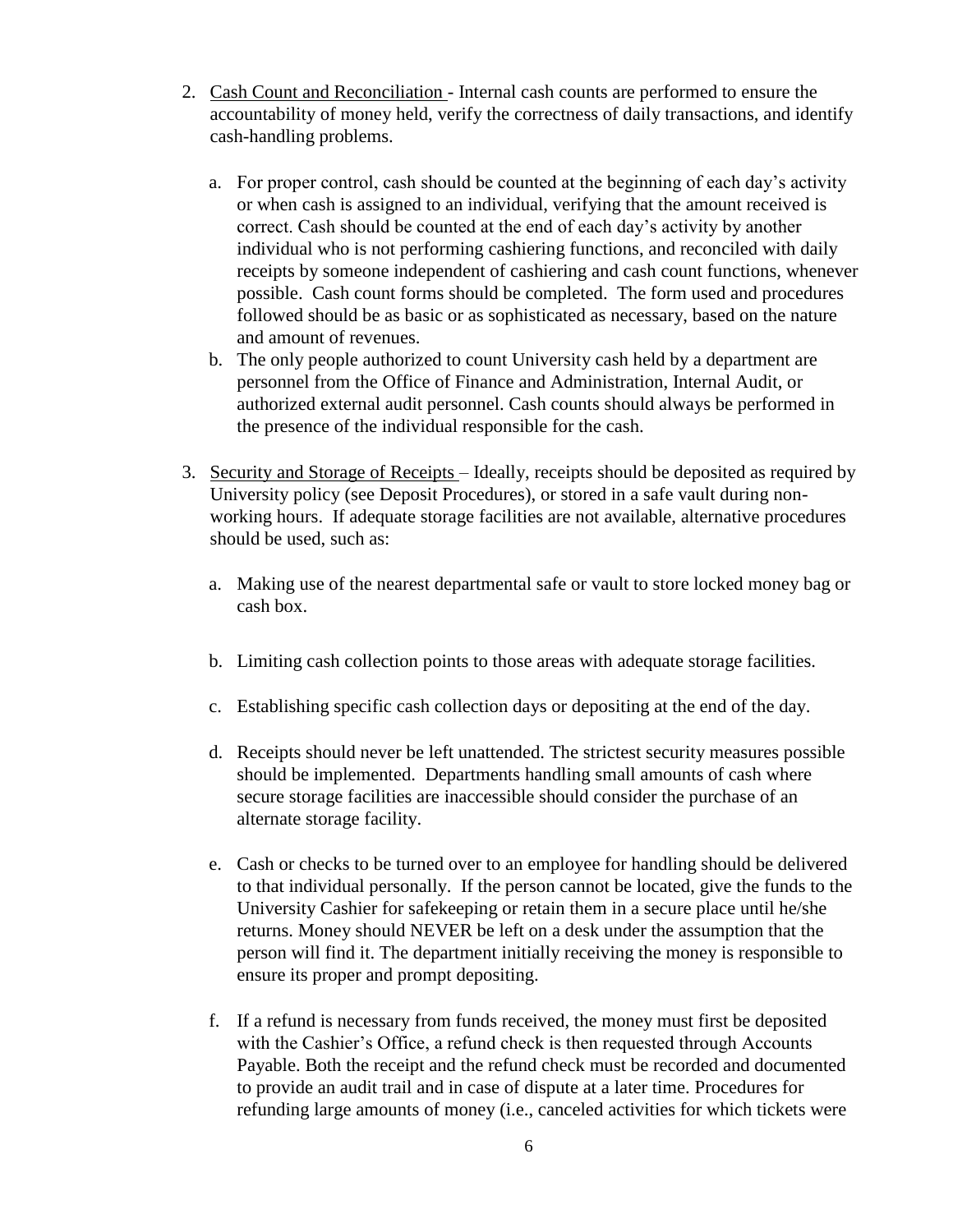2. Cash Count and Reconciliation - Internal cash counts are performed to ensure the accountability of money held, verify the correctness of daily transactions, and identify cash-handling problems.

    a. For proper control, cash should be counted at the beginning of each day's activity or when cash is assigned to an individual, verifying that the amount received is correct. Cash should be counted at the end of each day's activity by another individual who is not performing cashiering functions, and reconciled with daily receipts by someone independent of cashiering and cash count functions, whenever possible. Cash count forms should be completed. The form used and procedures followed should be as basic or as sophisticated as necessary, based on the nature and amount of revenues.
    b. The only people authorized to count University cash held by a department are personnel from the Office of Finance and Administration, Internal Audit, or authorized external audit personnel. Cash counts should always be performed in the presence of the individual responsible for the cash.

3. Security and Storage of Receipts – Ideally, receipts should be deposited as required by University policy (see Deposit Procedures), or stored in a safe vault during non-working hours. If adequate storage facilities are not available, alternative procedures should be used, such as:

    a. Making use of the nearest departmental safe or vault to store locked money bag or cash box.

    b. Limiting cash collection points to those areas with adequate storage facilities.

    c. Establishing specific cash collection days or depositing at the end of the day.

    d. Receipts should never be left unattended. The strictest security measures possible should be implemented. Departments handling small amounts of cash where secure storage facilities are inaccessible should consider the purchase of an alternate storage facility.

    e. Cash or checks to be turned over to an employee for handling should be delivered to that individual personally. If the person cannot be located, give the funds to the University Cashier for safekeeping or retain them in a secure place until he/she returns. Money should NEVER be left on a desk under the assumption that the person will find it. The department initially receiving the money is responsible to ensure its proper and prompt depositing.

    f. If a refund is necessary from funds received, the money must first be deposited with the Cashier's Office, a refund check is then requested through Accounts Payable. Both the receipt and the refund check must be recorded and documented to provide an audit trail and in case of dispute at a later time. Procedures for refunding large amounts of money (i.e., canceled activities for which tickets were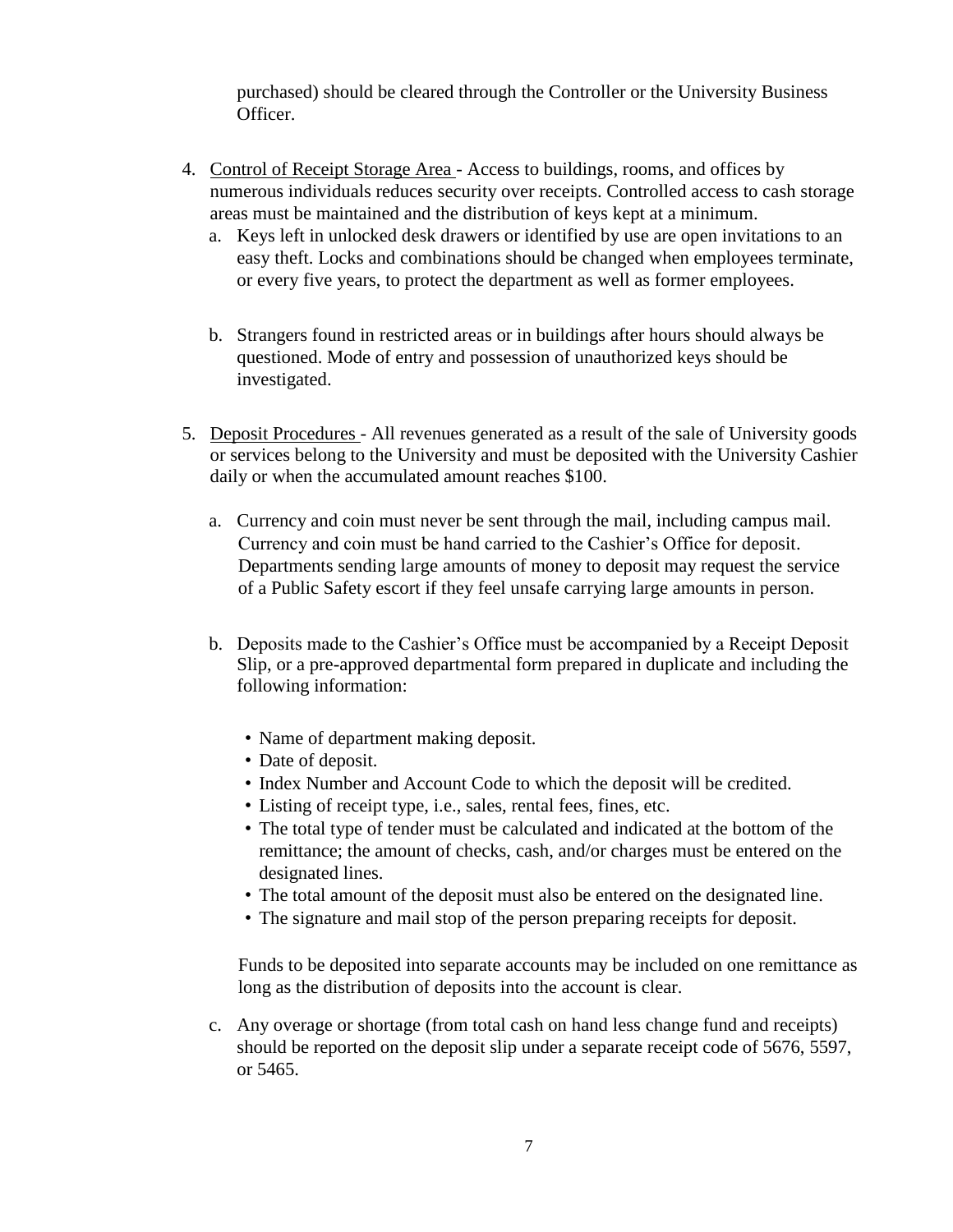purchased) should be cleared through the Controller or the University Business Officer.

4. <u>Control of Receipt Storage Area</u> - Access to buildings, rooms, and offices by numerous individuals reduces security over receipts. Controlled access to cash storage areas must be maintained and the distribution of keys kept at a minimum.
   a. Keys left in unlocked desk drawers or identified by use are open invitations to an easy theft. Locks and combinations should be changed when employees terminate, or every five years, to protect the department as well as former employees.

   b. Strangers found in restricted areas or in buildings after hours should always be questioned. Mode of entry and possession of unauthorized keys should be investigated.

5. <u>Deposit Procedures</u> - All revenues generated as a result of the sale of University goods or services belong to the University and must be deposited with the University Cashier daily or when the accumulated amount reaches $100.

   a. Currency and coin must never be sent through the mail, including campus mail. Currency and coin must be hand carried to the Cashier's Office for deposit. Departments sending large amounts of money to deposit may request the service of a Public Safety escort if they feel unsafe carrying large amounts in person.

   b. Deposits made to the Cashier's Office must be accompanied by a Receipt Deposit Slip, or a pre-approved departmental form prepared in duplicate and including the following information:

      - Name of department making deposit.
      - Date of deposit.
      - Index Number and Account Code to which the deposit will be credited.
      - Listing of receipt type, i.e., sales, rental fees, fines, etc.
      - The total type of tender must be calculated and indicated at the bottom of the remittance; the amount of checks, cash, and/or charges must be entered on the designated lines.
      - The total amount of the deposit must also be entered on the designated line.
      - The signature and mail stop of the person preparing receipts for deposit.

      Funds to be deposited into separate accounts may be included on one remittance as long as the distribution of deposits into the account is clear.

   c. Any overage or shortage (from total cash on hand less change fund and receipts) should be reported on the deposit slip under a separate receipt code of 5676, 5597, or 5465.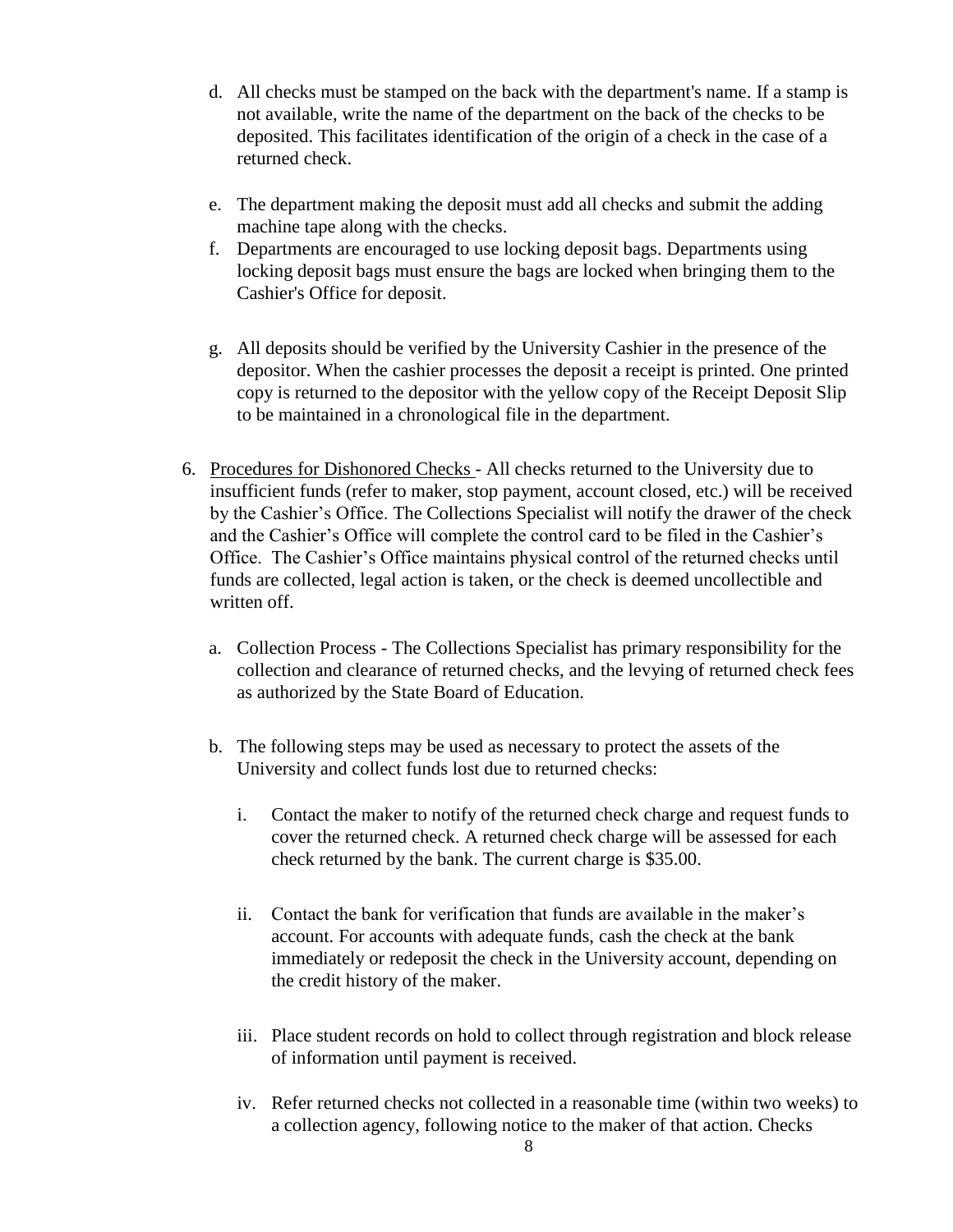d. All checks must be stamped on the back with the department's name. If a stamp is not available, write the name of the department on the back of the checks to be deposited. This facilitates identification of the origin of a check in the case of a returned check.

e. The department making the deposit must add all checks and submit the adding machine tape along with the checks.

f. Departments are encouraged to use locking deposit bags. Departments using locking deposit bags must ensure the bags are locked when bringing them to the Cashier's Office for deposit.

g. All deposits should be verified by the University Cashier in the presence of the depositor. When the cashier processes the deposit a receipt is printed. One printed copy is returned to the depositor with the yellow copy of the Receipt Deposit Slip to be maintained in a chronological file in the department.

6. Procedures for Dishonored Checks - All checks returned to the University due to insufficient funds (refer to maker, stop payment, account closed, etc.) will be received by the Cashier's Office. The Collections Specialist will notify the drawer of the check and the Cashier's Office will complete the control card to be filed in the Cashier's Office. The Cashier's Office maintains physical control of the returned checks until funds are collected, legal action is taken, or the check is deemed uncollectible and written off.

   a. Collection Process - The Collections Specialist has primary responsibility for the collection and clearance of returned checks, and the levying of returned check fees as authorized by the State Board of Education.

   b. The following steps may be used as necessary to protect the assets of the University and collect funds lost due to returned checks:

      i. Contact the maker to notify of the returned check charge and request funds to cover the returned check. A returned check charge will be assessed for each check returned by the bank. The current charge is $35.00.

      ii. Contact the bank for verification that funds are available in the maker's account. For accounts with adequate funds, cash the check at the bank immediately or redeposit the check in the University account, depending on the credit history of the maker.

      iii. Place student records on hold to collect through registration and block release of information until payment is received.

      iv. Refer returned checks not collected in a reasonable time (within two weeks) to a collection agency, following notice to the maker of that action. Checks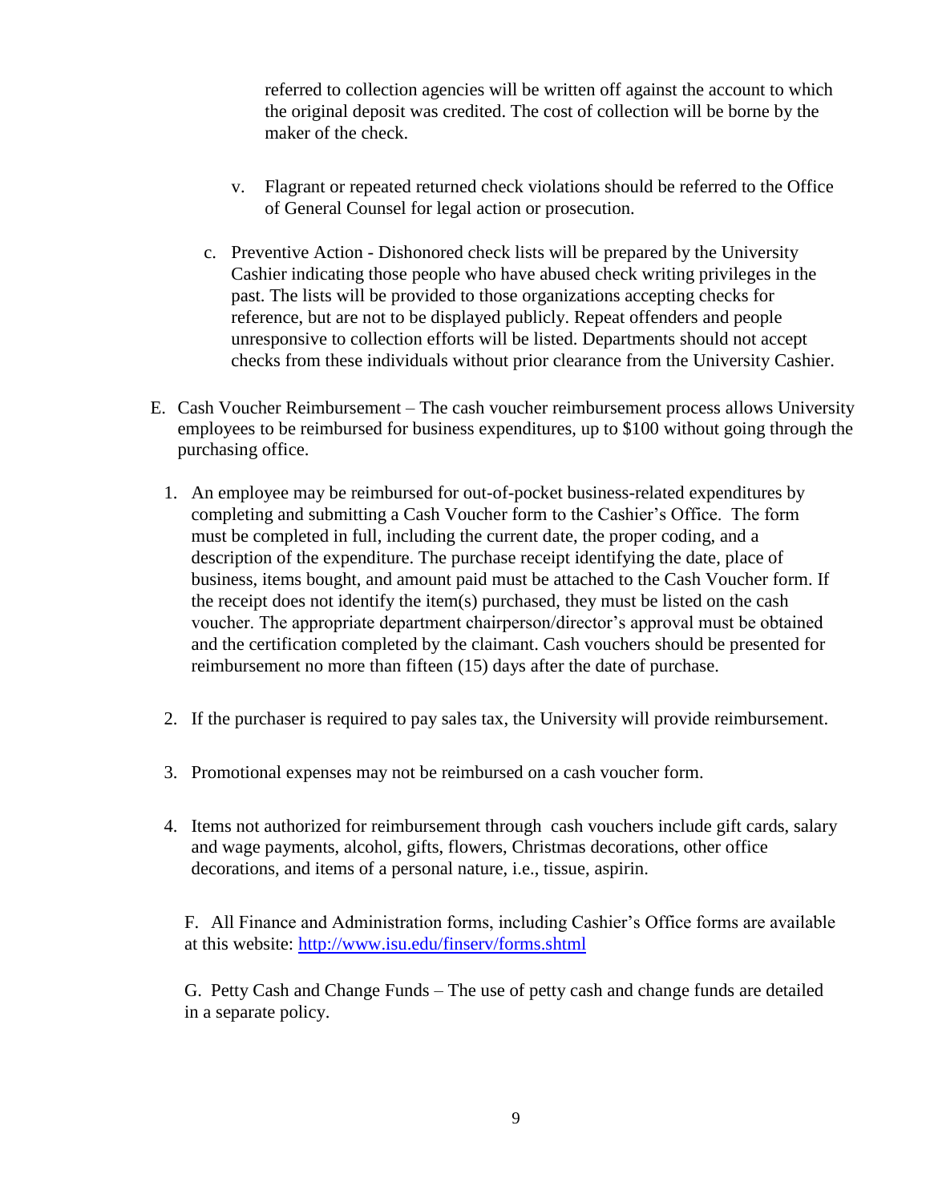referred to collection agencies will be written off against the account to which the original deposit was credited. The cost of collection will be borne by the maker of the check.

v. Flagrant or repeated returned check violations should be referred to the Office of General Counsel for legal action or prosecution.

c. Preventive Action - Dishonored check lists will be prepared by the University Cashier indicating those people who have abused check writing privileges in the past. The lists will be provided to those organizations accepting checks for reference, but are not to be displayed publicly. Repeat offenders and people unresponsive to collection efforts will be listed. Departments should not accept checks from these individuals without prior clearance from the University Cashier.

E. Cash Voucher Reimbursement – The cash voucher reimbursement process allows University employees to be reimbursed for business expenditures, up to $100 without going through the purchasing office.

1. An employee may be reimbursed for out-of-pocket business-related expenditures by completing and submitting a Cash Voucher form to the Cashier's Office. The form must be completed in full, including the current date, the proper coding, and a description of the expenditure. The purchase receipt identifying the date, place of business, items bought, and amount paid must be attached to the Cash Voucher form. If the receipt does not identify the item(s) purchased, they must be listed on the cash voucher. The appropriate department chairperson/director's approval must be obtained and the certification completed by the claimant. Cash vouchers should be presented for reimbursement no more than fifteen (15) days after the date of purchase.

2. If the purchaser is required to pay sales tax, the University will provide reimbursement.

3. Promotional expenses may not be reimbursed on a cash voucher form.

4. Items not authorized for reimbursement through cash vouchers include gift cards, salary and wage payments, alcohol, gifts, flowers, Christmas decorations, other office decorations, and items of a personal nature, i.e., tissue, aspirin.

F. All Finance and Administration forms, including Cashier's Office forms are available at this website: [http://www.isu.edu/finserv/forms.shtml](http://www.isu.edu/finserv/forms.shtml)

G. Petty Cash and Change Funds – The use of petty cash and change funds are detailed in a separate policy.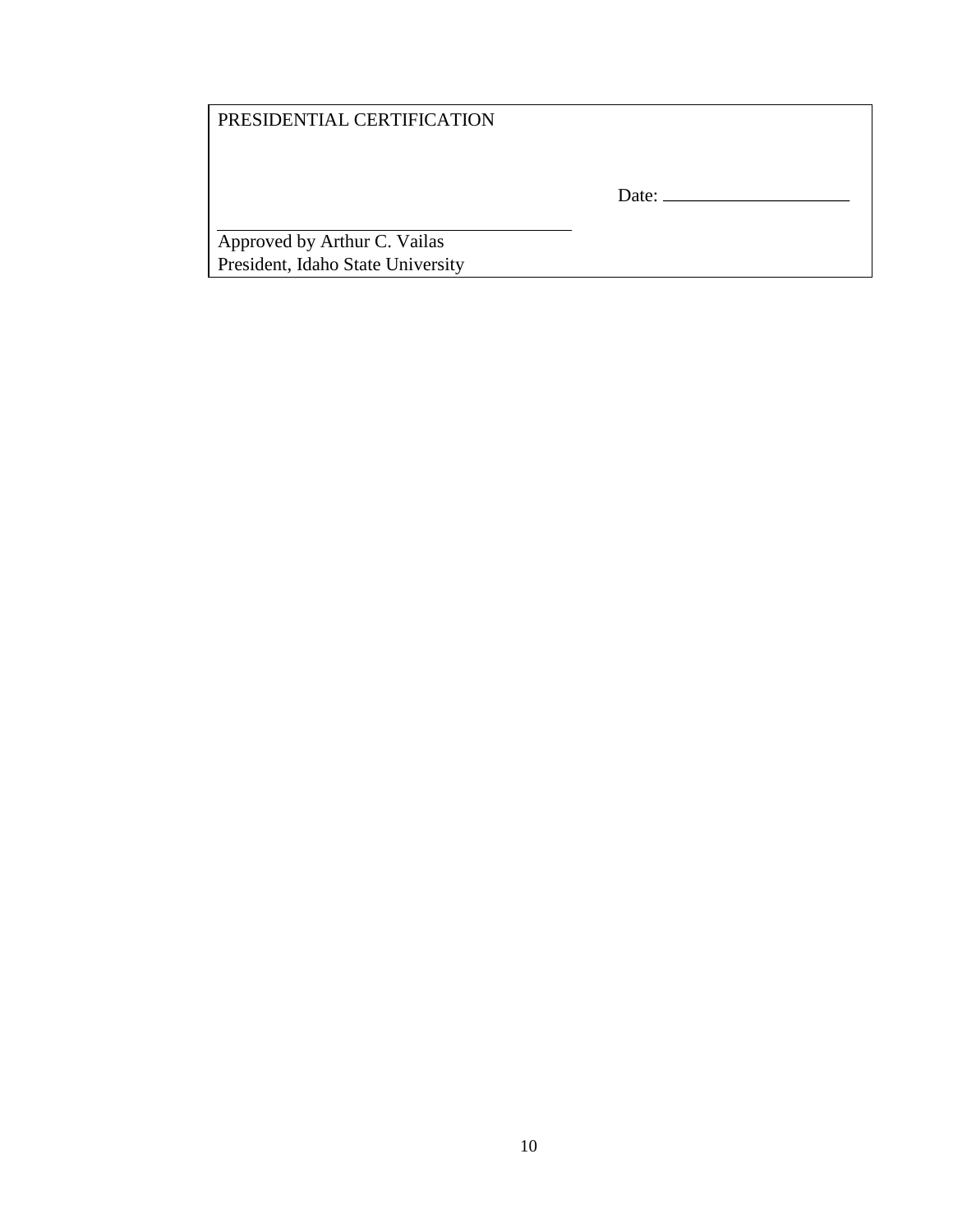PRESIDENTIAL CERTIFICATION

Date: ____________________

________________________________________
Approved by Arthur C. Vailas
President, Idaho State University